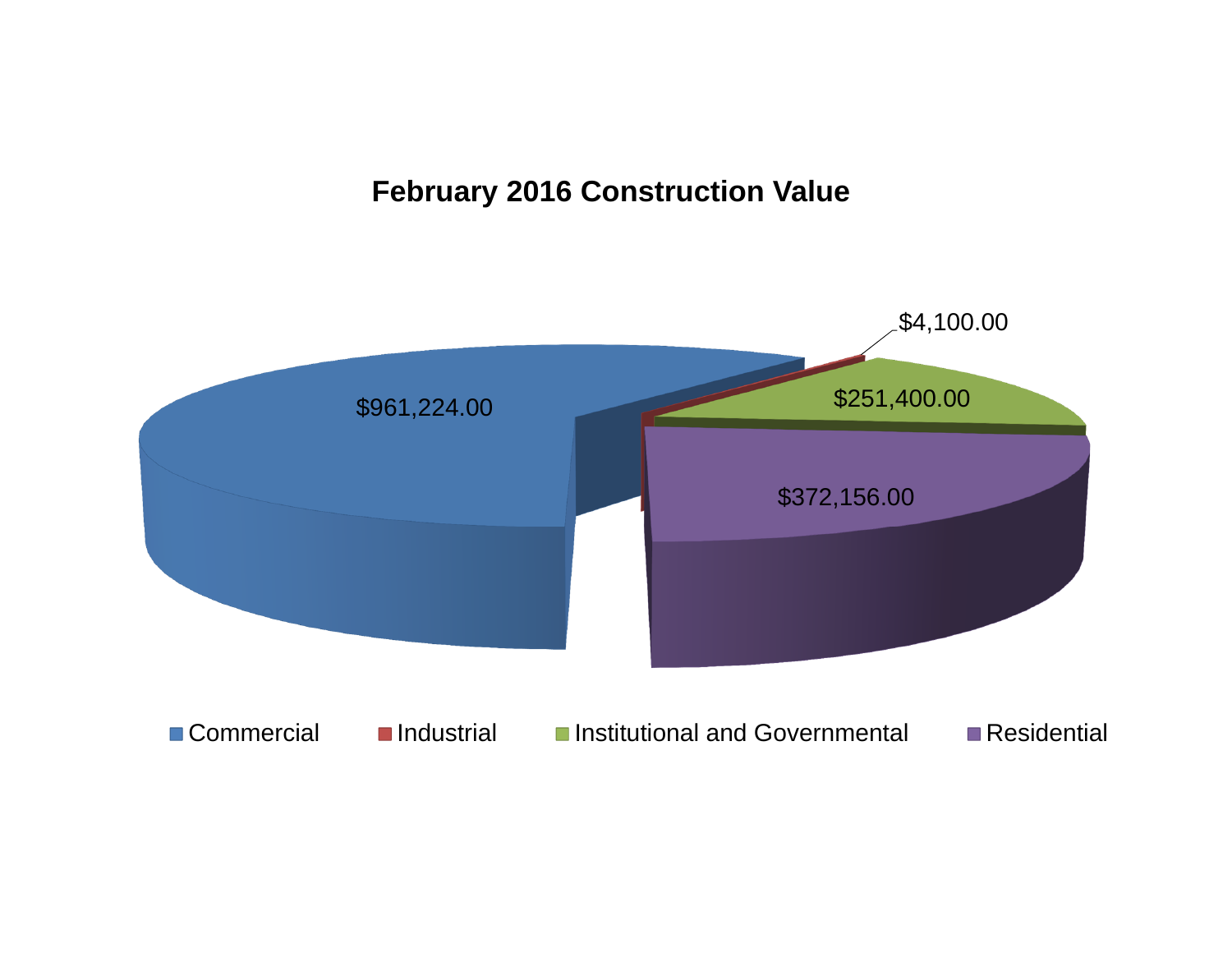# February 2016 Construction Value

$961,224.00

$4,100.00

$251,400.00

$372,156.00

Commercial | Industrial | Institutional and Governmental | Residential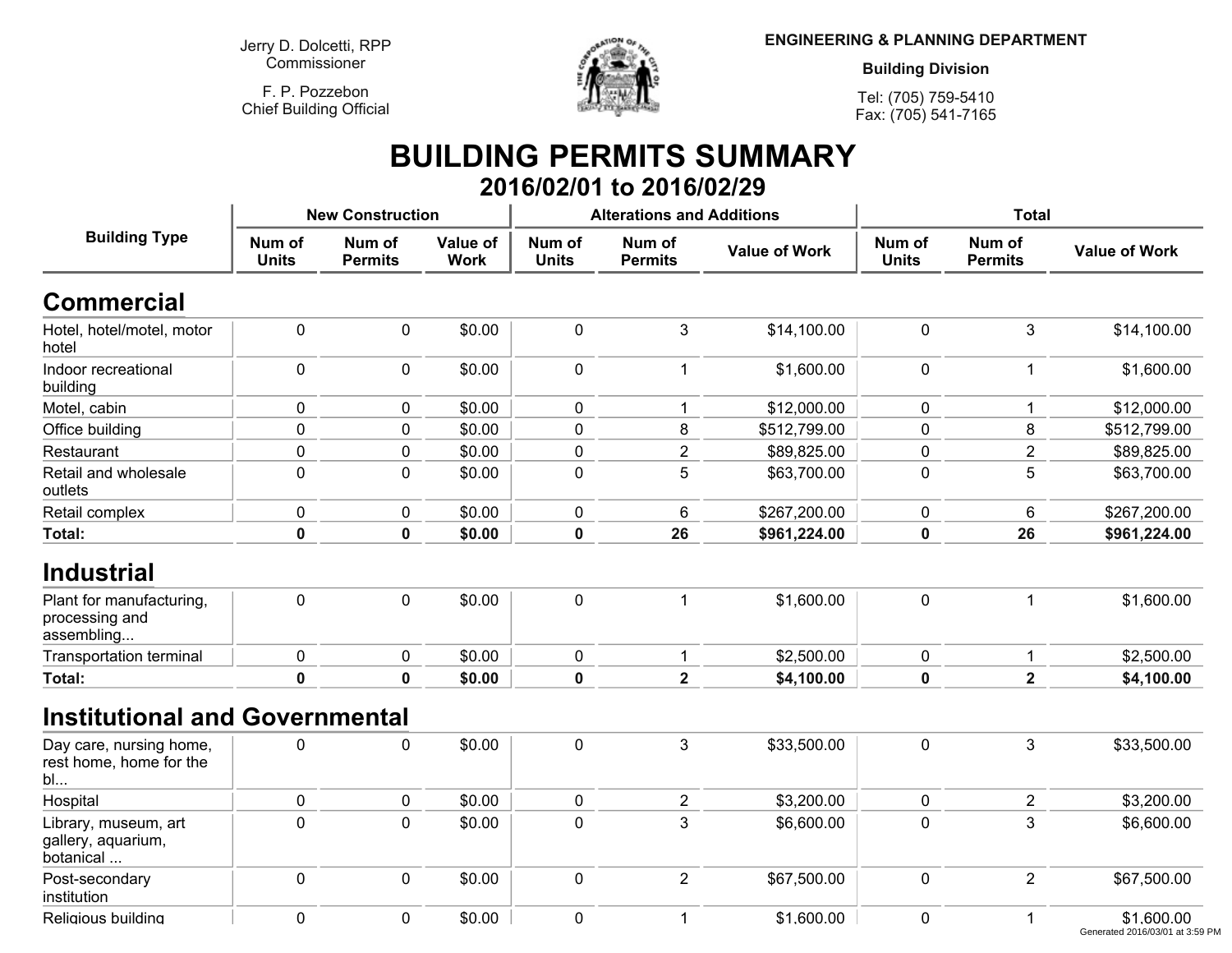Jerry D. Dolcetti, RPP
Commissioner

F. P. Pozzebon
Chief Building Official

**ENGINEERING & PLANNING DEPARTMENT**

**Building Division**

Tel: (705) 759-5410
Fax: (705) 541-7165

# BUILDING PERMITS SUMMARY

## 2016/02/01 to 2016/02/29

| Building Type | New Construction | | | Alterations and Additions | | | Total | | |
|---|---|---|---|---|---|---|---|---|---|
| | Num of Units | Num of Permits | Value of Work | Num of Units | Num of Permits | Value of Work | Num of Units | Num of Permits | Value of Work |
| **Commercial** | | | | | | | | | |
| Hotel, hotel/motel, motor hotel | 0 | 0 | $0.00 | 0 | 3 | $14,100.00 | 0 | 3 | $14,100.00 |
| Indoor recreational building | 0 | 0 | $0.00 | 0 | 1 | $1,600.00 | 0 | 1 | $1,600.00 |
| Motel, cabin | 0 | 0 | $0.00 | 0 | 1 | $12,000.00 | 0 | 1 | $12,000.00 |
| Office building | 0 | 0 | $0.00 | 0 | 8 | $512,799.00 | 0 | 8 | $512,799.00 |
| Restaurant | 0 | 0 | $0.00 | 0 | 2 | $89,825.00 | 0 | 2 | $89,825.00 |
| Retail and wholesale outlets | 0 | 0 | $0.00 | 0 | 5 | $63,700.00 | 0 | 5 | $63,700.00 |
| Retail complex | 0 | 0 | $0.00 | 0 | 6 | $267,200.00 | 0 | 6 | $267,200.00 |
| **Total:** | **0** | **0** | **$0.00** | **0** | **26** | **$961,224.00** | **0** | **26** | **$961,224.00** |
| **Industrial** | | | | | | | | | |
| Plant for manufacturing, processing and assembling... | 0 | 0 | $0.00 | 0 | 1 | $1,600.00 | 0 | 1 | $1,600.00 |
| Transportation terminal | 0 | 0 | $0.00 | 0 | 1 | $2,500.00 | 0 | 1 | $2,500.00 |
| **Total:** | **0** | **0** | **$0.00** | **0** | **2** | **$4,100.00** | **0** | **2** | **$4,100.00** |
| **Institutional and Governmental** | | | | | | | | | |
| Day care, nursing home, rest home, home for the bl... | 0 | 0 | $0.00 | 0 | 3 | $33,500.00 | 0 | 3 | $33,500.00 |
| Hospital | 0 | 0 | $0.00 | 0 | 2 | $3,200.00 | 0 | 2 | $3,200.00 |
| Library, museum, art gallery, aquarium, botanical ... | 0 | 0 | $0.00 | 0 | 3 | $6,600.00 | 0 | 3 | $6,600.00 |
| Post-secondary institution | 0 | 0 | $0.00 | 0 | 2 | $67,500.00 | 0 | 2 | $67,500.00 |
| Religious building | 0 | 0 | $0.00 | 0 | 1 | $1,600.00 | 0 | 1 | $1,600.00 |

Generated 2016/03/01 at 3:59 PM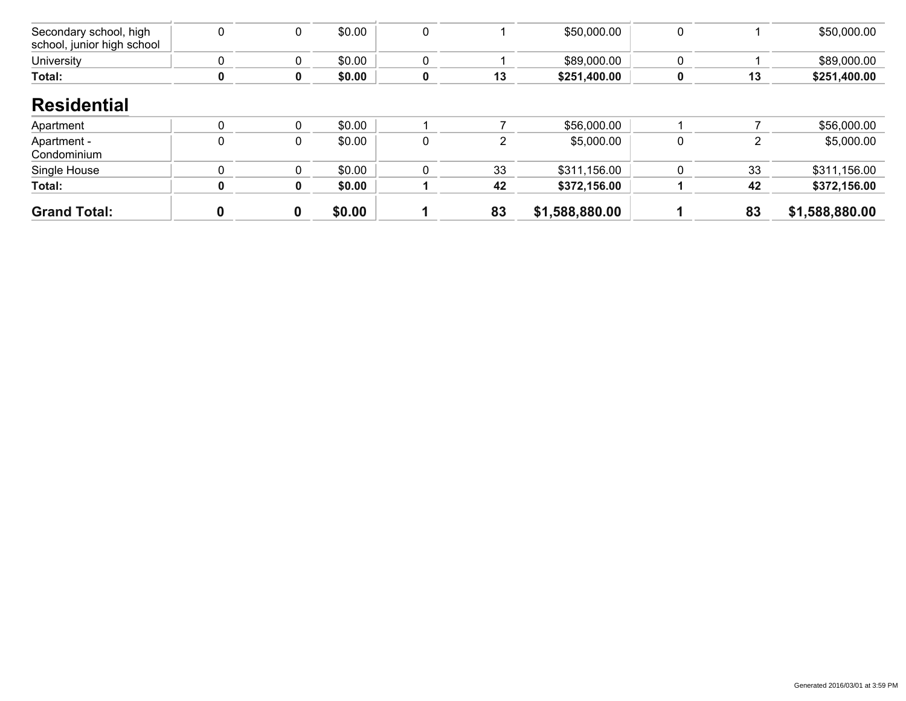| | | | | | | | | | |
|---|---|---|---|---|---|---|---|---|---|
| Secondary school, high school, junior high school | 0 | 0 | $0.00 | 0 | 1 | $50,000.00 | 0 | 1 | $50,000.00 |
| University | 0 | 0 | $0.00 | 0 | 1 | $89,000.00 | 0 | 1 | $89,000.00 |
| **Total:** | **0** | **0** | **$0.00** | **0** | **13** | **$251,400.00** | **0** | **13** | **$251,400.00** |

## Residential

| | | | | | | | | | |
|---|---|---|---|---|---|---|---|---|---|
| Apartment | 0 | 0 | $0.00 | 1 | 7 | $56,000.00 | 1 | 7 | $56,000.00 |
| Apartment - Condominium | 0 | 0 | $0.00 | 0 | 2 | $5,000.00 | 0 | 2 | $5,000.00 |
| Single House | 0 | 0 | $0.00 | 0 | 33 | $311,156.00 | 0 | 33 | $311,156.00 |
| **Total:** | **0** | **0** | **$0.00** | **1** | **42** | **$372,156.00** | **1** | **42** | **$372,156.00** |
| **Grand Total:** | **0** | **0** | **$0.00** | **1** | **83** | **$1,588,880.00** | **1** | **83** | **$1,588,880.00** |

Generated 2016/03/01 at 3:59 PM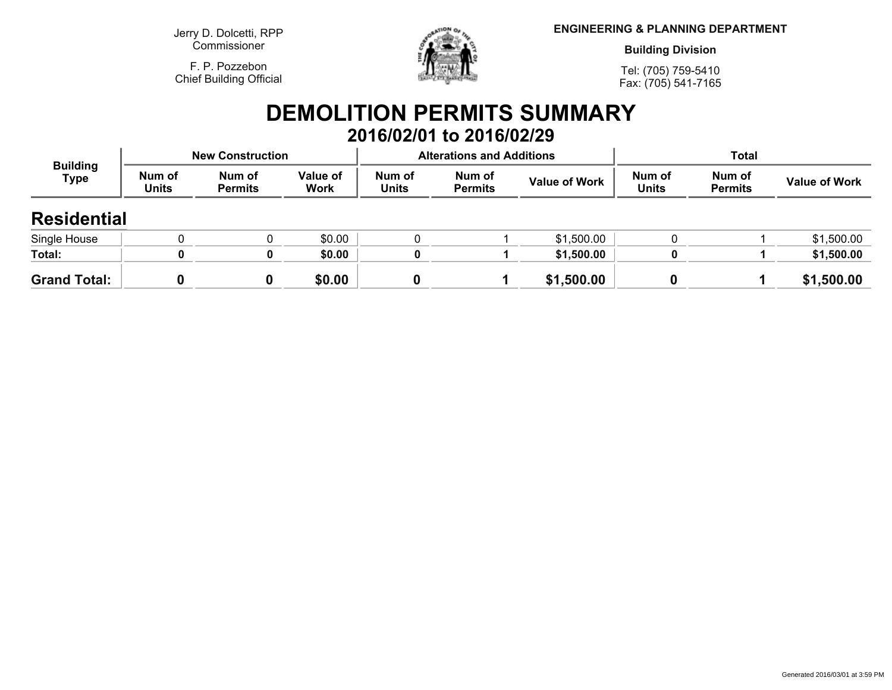Jerry D. Dolcetti, RPP
Commissioner

F. P. Pozzebon
Chief Building Official

**ENGINEERING & PLANNING DEPARTMENT**

**Building Division**

Tel: (705) 759-5410
Fax: (705) 541-7165

# DEMOLITION PERMITS SUMMARY

## 2016/02/01 to 2016/02/29

| Building Type | New Construction | | | Alterations and Additions | | | Total | | |
|---|---|---|---|---|---|---|---|---|---|
| | Num of Units | Num of Permits | Value of Work | Num of Units | Num of Permits | Value of Work | Num of Units | Num of Permits | Value of Work |
| **Residential** | | | | | | | | | |
| Single House | 0 | 0 | $0.00 | 0 | 1 | $1,500.00 | 0 | 1 | $1,500.00 |
| **Total:** | **0** | **0** | **$0.00** | **0** | **1** | **$1,500.00** | **0** | **1** | **$1,500.00** |
| **Grand Total:** | **0** | **0** | **$0.00** | **0** | **1** | **$1,500.00** | **0** | **1** | **$1,500.00** |

Generated 2016/03/01 at 3:59 PM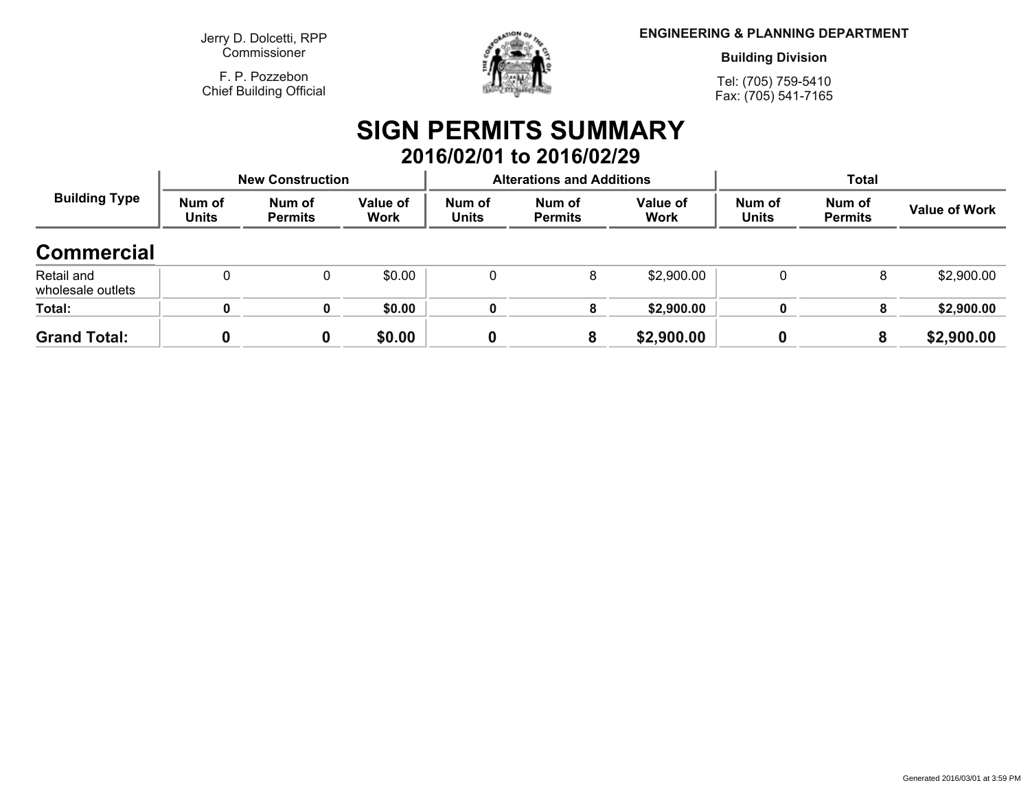Jerry D. Dolcetti, RPP
Commissioner

F. P. Pozzebon
Chief Building Official

**ENGINEERING & PLANNING DEPARTMENT**

**Building Division**

Tel: (705) 759-5410
Fax: (705) 541-7165

# SIGN PERMITS SUMMARY

## 2016/02/01 to 2016/02/29

| Building Type | New Construction | | | Alterations and Additions | | | Total | | |
|---|---|---|---|---|---|---|---|---|---|
| | Num of Units | Num of Permits | Value of Work | Num of Units | Num of Permits | Value of Work | Num of Units | Num of Permits | Value of Work |
| **Commercial** | | | | | | | | | |
| Retail and wholesale outlets | 0 | 0 | $0.00 | 0 | 8 | $2,900.00 | 0 | 8 | $2,900.00 |
| **Total:** | **0** | **0** | **$0.00** | **0** | **8** | **$2,900.00** | **0** | **8** | **$2,900.00** |
| **Grand Total:** | **0** | **0** | **$0.00** | **0** | **8** | **$2,900.00** | **0** | **8** | **$2,900.00** |

Generated 2016/03/01 at 3:59 PM